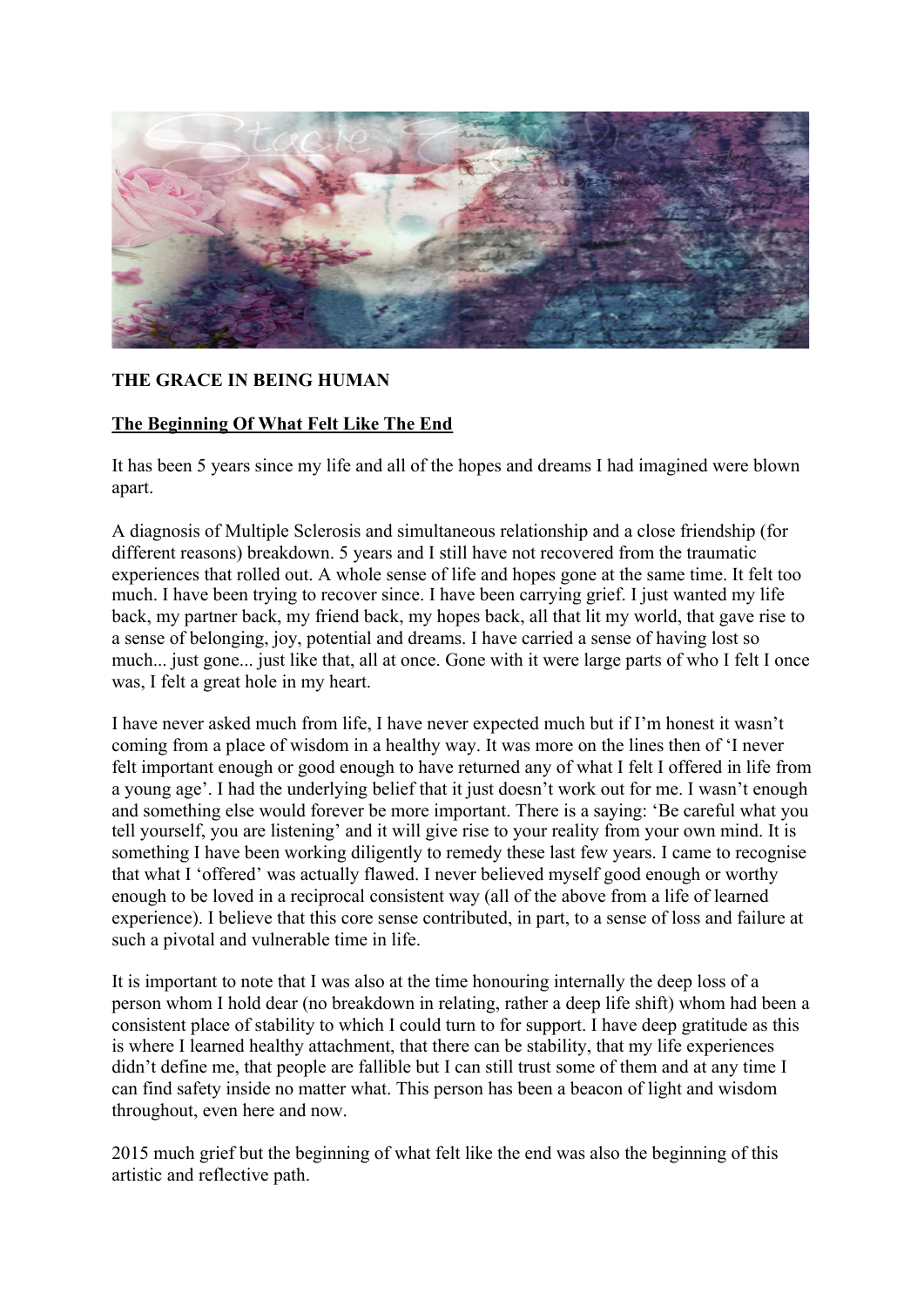# THE GRACE IN BEING HUMAN

## The Beginning Of What Felt Like The End

It has been 5 years since my life and all of the hopes and dreams I had imagined were blown apart.

A diagnosis of Multiple Sclerosis and simultaneous relationship and a close friendship (for different reasons) breakdown. 5 years and I still have not recovered from the traumatic experiences that rolled out. A whole sense of life and hopes gone at the same time. It felt too much. I have been trying to recover since. I have been carrying grief. I just wanted my life back, my partner back, my friend back, my hopes back, all that lit my world, that gave rise to a sense of belonging, joy, potential and dreams. I have carried a sense of having lost so much... just gone... just like that, all at once. Gone with it were large parts of who I felt I once was, I felt a great hole in my heart.

I have never asked much from life, I have never expected much but if I'm honest it wasn't coming from a place of wisdom in a healthy way. It was more on the lines then of 'I never felt important enough or good enough to have returned any of what I felt I offered in life from a young age'. I had the underlying belief that it just doesn't work out for me. I wasn't enough and something else would forever be more important. There is a saying: 'Be careful what you tell yourself, you are listening' and it will give rise to your reality from your own mind. It is something I have been working diligently to remedy these last few years. I came to recognise that what I 'offered' was actually flawed. I never believed myself good enough or worthy enough to be loved in a reciprocal consistent way (all of the above from a life of learned experience). I believe that this core sense contributed, in part, to a sense of loss and failure at such a pivotal and vulnerable time in life.

It is important to note that I was also at the time honouring internally the deep loss of a person whom I hold dear (no breakdown in relating, rather a deep life shift) whom had been a consistent place of stability to which I could turn to for support. I have deep gratitude as this is where I learned healthy attachment, that there can be stability, that my life experiences didn't define me, that people are fallible but I can still trust some of them and at any time I can find safety inside no matter what. This person has been a beacon of light and wisdom throughout, even here and now.

2015 much grief but the beginning of what felt like the end was also the beginning of this artistic and reflective path.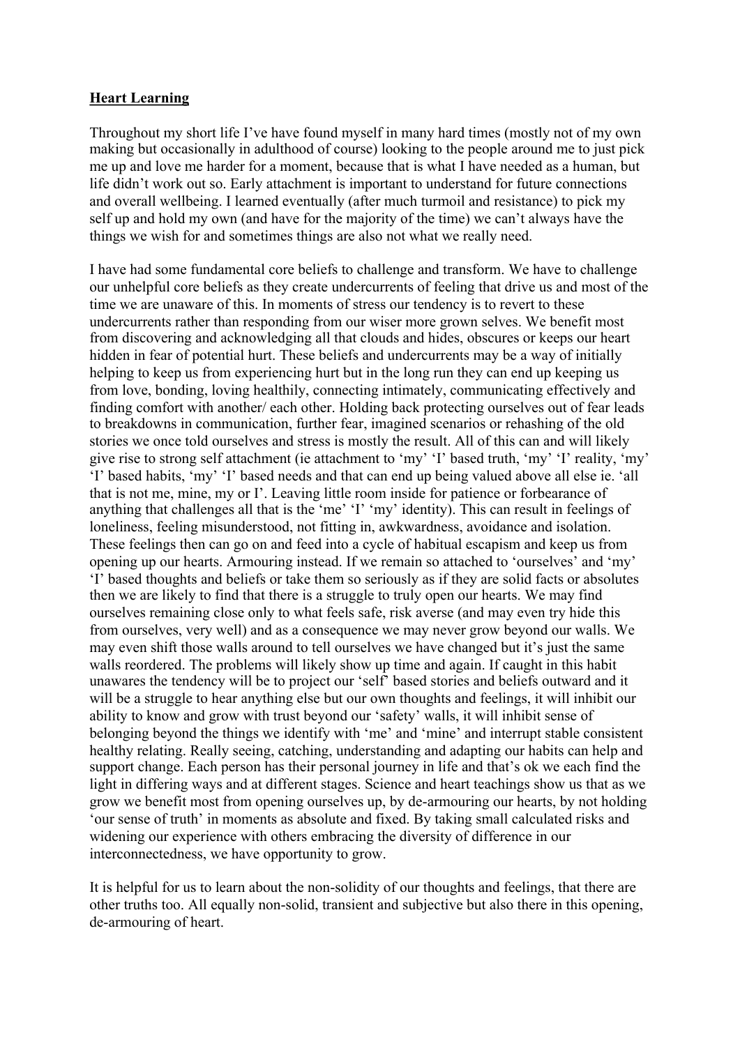**Heart Learning**

Throughout my short life I've have found myself in many hard times (mostly not of my own making but occasionally in adulthood of course) looking to the people around me to just pick me up and love me harder for a moment, because that is what I have needed as a human, but life didn't work out so. Early attachment is important to understand for future connections and overall wellbeing. I learned eventually (after much turmoil and resistance) to pick my self up and hold my own (and have for the majority of the time) we can't always have the things we wish for and sometimes things are also not what we really need.

I have had some fundamental core beliefs to challenge and transform. We have to challenge our unhelpful core beliefs as they create undercurrents of feeling that drive us and most of the time we are unaware of this. In moments of stress our tendency is to revert to these undercurrents rather than responding from our wiser more grown selves. We benefit most from discovering and acknowledging all that clouds and hides, obscures or keeps our heart hidden in fear of potential hurt. These beliefs and undercurrents may be a way of initially helping to keep us from experiencing hurt but in the long run they can end up keeping us from love, bonding, loving healthily, connecting intimately, communicating effectively and finding comfort with another/ each other. Holding back protecting ourselves out of fear leads to breakdowns in communication, further fear, imagined scenarios or rehashing of the old stories we once told ourselves and stress is mostly the result. All of this can and will likely give rise to strong self attachment (ie attachment to 'my' 'I' based truth, 'my' 'I' reality, 'my' 'I' based habits, 'my' 'I' based needs and that can end up being valued above all else ie. 'all that is not me, mine, my or I'. Leaving little room inside for patience or forbearance of anything that challenges all that is the 'me' 'I' 'my' identity). This can result in feelings of loneliness, feeling misunderstood, not fitting in, awkwardness, avoidance and isolation. These feelings then can go on and feed into a cycle of habitual escapism and keep us from opening up our hearts. Armouring instead. If we remain so attached to 'ourselves' and 'my' 'I' based thoughts and beliefs or take them so seriously as if they are solid facts or absolutes then we are likely to find that there is a struggle to truly open our hearts. We may find ourselves remaining close only to what feels safe, risk averse (and may even try hide this from ourselves, very well) and as a consequence we may never grow beyond our walls. We may even shift those walls around to tell ourselves we have changed but it's just the same walls reordered. The problems will likely show up time and again. If caught in this habit unawares the tendency will be to project our 'self' based stories and beliefs outward and it will be a struggle to hear anything else but our own thoughts and feelings, it will inhibit our ability to know and grow with trust beyond our 'safety' walls, it will inhibit sense of belonging beyond the things we identify with 'me' and 'mine' and interrupt stable consistent healthy relating. Really seeing, catching, understanding and adapting our habits can help and support change. Each person has their personal journey in life and that's ok we each find the light in differing ways and at different stages. Science and heart teachings show us that as we grow we benefit most from opening ourselves up, by de-armouring our hearts, by not holding 'our sense of truth' in moments as absolute and fixed. By taking small calculated risks and widening our experience with others embracing the diversity of difference in our interconnectedness, we have opportunity to grow.

It is helpful for us to learn about the non-solidity of our thoughts and feelings, that there are other truths too. All equally non-solid, transient and subjective but also there in this opening, de-armouring of heart.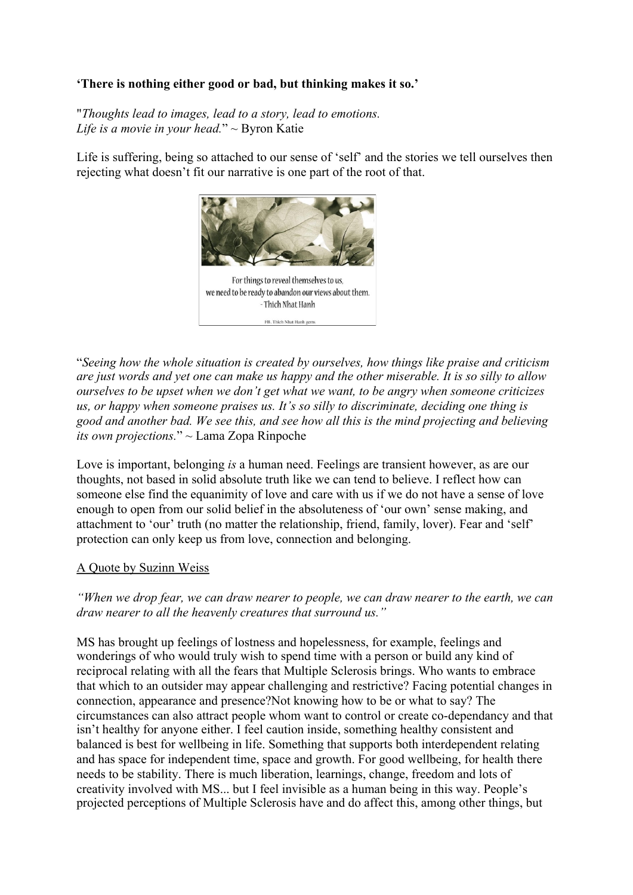**'There is nothing either good or bad, but thinking makes it so.'**

"*Thoughts lead to images, lead to a story, lead to emotions. Life is a movie in your head.*" ~ Byron Katie

Life is suffering, being so attached to our sense of 'self' and the stories we tell ourselves then rejecting what doesn't fit our narrative is one part of the root of that.

For things to reveal themselves to us, we need to be ready to abandon our views about them.
- Thich Nhat Hanh

FB. Thich Nhat Hanh gems

"*Seeing how the whole situation is created by ourselves, how things like praise and criticism are just words and yet one can make us happy and the other miserable. It is so silly to allow ourselves to be upset when we don't get what we want, to be angry when someone criticizes us, or happy when someone praises us. It's so silly to discriminate, deciding one thing is good and another bad. We see this, and see how all this is the mind projecting and believing its own projections.*" ~ Lama Zopa Rinpoche

Love is important, belonging *is* a human need. Feelings are transient however, as are our thoughts, not based in solid absolute truth like we can tend to believe. I reflect how can someone else find the equanimity of love and care with us if we do not have a sense of love enough to open from our solid belief in the absoluteness of 'our own' sense making, and attachment to 'our' truth (no matter the relationship, friend, family, lover). Fear and 'self' protection can only keep us from love, connection and belonging.

A Quote by Suzinn Weiss

*"When we drop fear, we can draw nearer to people, we can draw nearer to the earth, we can draw nearer to all the heavenly creatures that surround us."*

MS has brought up feelings of lostness and hopelessness, for example, feelings and wonderings of who would truly wish to spend time with a person or build any kind of reciprocal relating with all the fears that Multiple Sclerosis brings. Who wants to embrace that which to an outsider may appear challenging and restrictive? Facing potential changes in connection, appearance and presence?Not knowing how to be or what to say? The circumstances can also attract people whom want to control or create co-dependancy and that isn't healthy for anyone either. I feel caution inside, something healthy consistent and balanced is best for wellbeing in life. Something that supports both interdependent relating and has space for independent time, space and growth. For good wellbeing, for health there needs to be stability. There is much liberation, learnings, change, freedom and lots of creativity involved with MS... but I feel invisible as a human being in this way. People's projected perceptions of Multiple Sclerosis have and do affect this, among other things, but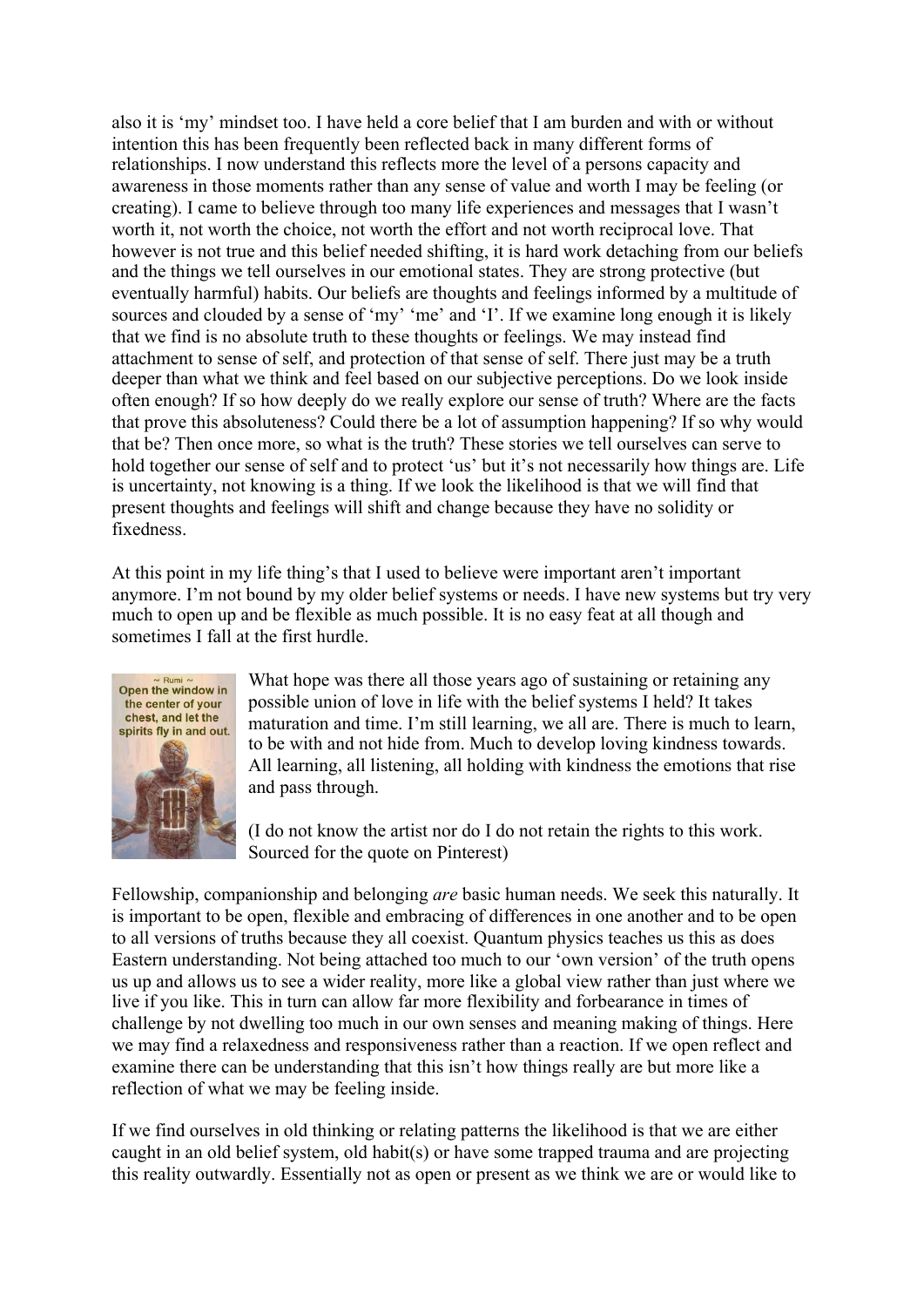also it is 'my' mindset too. I have held a core belief that I am burden and with or without intention this has been frequently been reflected back in many different forms of relationships. I now understand this reflects more the level of a persons capacity and awareness in those moments rather than any sense of value and worth I may be feeling (or creating). I came to believe through too many life experiences and messages that I wasn't worth it, not worth the choice, not worth the effort and not worth reciprocal love. That however is not true and this belief needed shifting, it is hard work detaching from our beliefs and the things we tell ourselves in our emotional states. They are strong protective (but eventually harmful) habits. Our beliefs are thoughts and feelings informed by a multitude of sources and clouded by a sense of 'my' 'me' and 'I'. If we examine long enough it is likely that we find is no absolute truth to these thoughts or feelings. We may instead find attachment to sense of self, and protection of that sense of self. There just may be a truth deeper than what we think and feel based on our subjective perceptions. Do we look inside often enough? If so how deeply do we really explore our sense of truth? Where are the facts that prove this absoluteness? Could there be a lot of assumption happening? If so why would that be? Then once more, so what is the truth? These stories we tell ourselves can serve to hold together our sense of self and to protect 'us' but it's not necessarily how things are. Life is uncertainty, not knowing is a thing. If we look the likelihood is that we will find that present thoughts and feelings will shift and change because they have no solidity or fixedness.

At this point in my life thing's that I used to believe were important aren't important anymore. I'm not bound by my older belief systems or needs. I have new systems but try very much to open up and be flexible as much possible. It is no easy feat at all though and sometimes I fall at the first hurdle.

What hope was there all those years ago of sustaining or retaining any possible union of love in life with the belief systems I held? It takes maturation and time. I'm still learning, we all are. There is much to learn, to be with and not hide from. Much to develop loving kindness towards. All learning, all listening, all holding with kindness the emotions that rise and pass through.

(I do not know the artist nor do I do not retain the rights to this work. Sourced for the quote on Pinterest)

Fellowship, companionship and belonging *are* basic human needs. We seek this naturally. It is important to be open, flexible and embracing of differences in one another and to be open to all versions of truths because they all coexist. Quantum physics teaches us this as does Eastern understanding. Not being attached too much to our 'own version' of the truth opens us up and allows us to see a wider reality, more like a global view rather than just where we live if you like. This in turn can allow far more flexibility and forbearance in times of challenge by not dwelling too much in our own senses and meaning making of things. Here we may find a relaxedness and responsiveness rather than a reaction. If we open reflect and examine there can be understanding that this isn't how things really are but more like a reflection of what we may be feeling inside.

If we find ourselves in old thinking or relating patterns the likelihood is that we are either caught in an old belief system, old habit(s) or have some trapped trauma and are projecting this reality outwardly. Essentially not as open or present as we think we are or would like to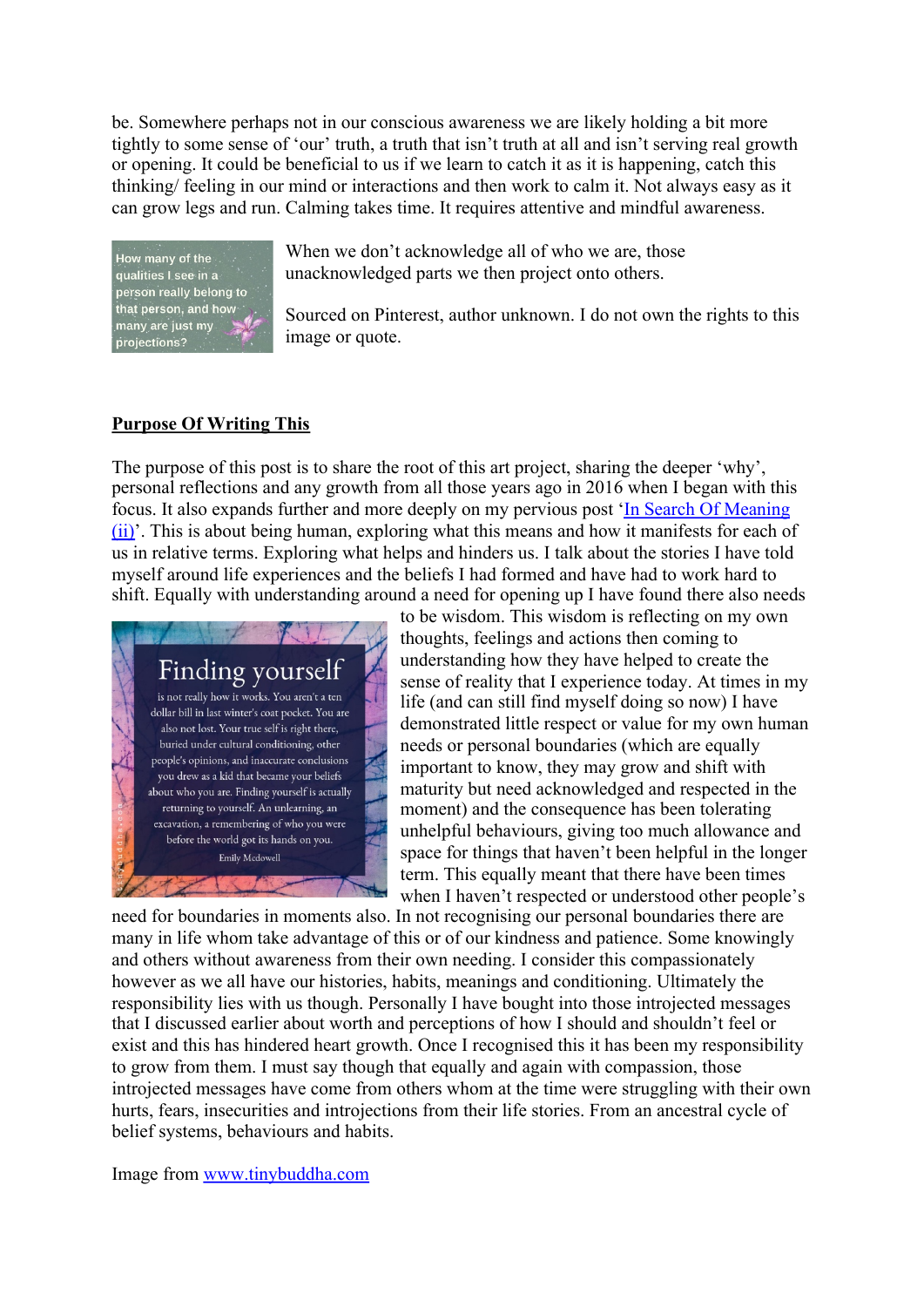be. Somewhere perhaps not in our conscious awareness we are likely holding a bit more tightly to some sense of 'our' truth, a truth that isn't truth at all and isn't serving real growth or opening. It could be beneficial to us if we learn to catch it as it is happening, catch this thinking/ feeling in our mind or interactions and then work to calm it. Not always easy as it can grow legs and run. Calming takes time. It requires attentive and mindful awareness.

How many of the qualities I see in a person really belong to that person, and how many are just my projections?

When we don't acknowledge all of who we are, those unacknowledged parts we then project onto others.

Sourced on Pinterest, author unknown. I do not own the rights to this image or quote.

**Purpose Of Writing This**

The purpose of this post is to share the root of this art project, sharing the deeper 'why', personal reflections and any growth from all those years ago in 2016 when I began with this focus. It also expands further and more deeply on my pervious post '[In Search Of Meaning (ii)]'. This is about being human, exploring what this means and how it manifests for each of us in relative terms. Exploring what helps and hinders us. I talk about the stories I have told myself around life experiences and the beliefs I had formed and have had to work hard to shift. Equally with understanding around a need for opening up I have found there also needs to be wisdom. This wisdom is reflecting on my own thoughts, feelings and actions then coming to understanding how they have helped to create the sense of reality that I experience today. At times in my life (and can still find myself doing so now) I have demonstrated little respect or value for my own human needs or personal boundaries (which are equally important to know, they may grow and shift with maturity but need acknowledged and respected in the moment) and the consequence has been tolerating unhelpful behaviours, giving too much allowance and space for things that haven't been helpful in the longer term. This equally meant that there have been times when I haven't respected or understood other people's need for boundaries in moments also. In not recognising our personal boundaries there are many in life whom take advantage of this or of our kindness and patience. Some knowingly and others without awareness from their own needing. I consider this compassionately however as we all have our histories, habits, meanings and conditioning. Ultimately the responsibility lies with us though. Personally I have bought into those introjected messages that I discussed earlier about worth and perceptions of how I should and shouldn't feel or exist and this has hindered heart growth. Once I recognised this it has been my responsibility to grow from them. I must say though that equally and again with compassion, those introjected messages have come from others whom at the time were struggling with their own hurts, fears, insecurities and introjections from their life stories. From an ancestral cycle of belief systems, behaviours and habits.

Finding yourself is not really how it works. You aren't a ten dollar bill in last winter's coat pocket. You are also not lost. Your true self is right there, buried under cultural conditioning, other people's opinions, and inaccurate conclusions you drew as a kid that became your beliefs about who you are. Finding yourself is actually returning to yourself. An unlearning, an excavation, a remembering of who you were before the world got its hands on you.
Emily Mcdowell

Image from [www.tinybuddha.com]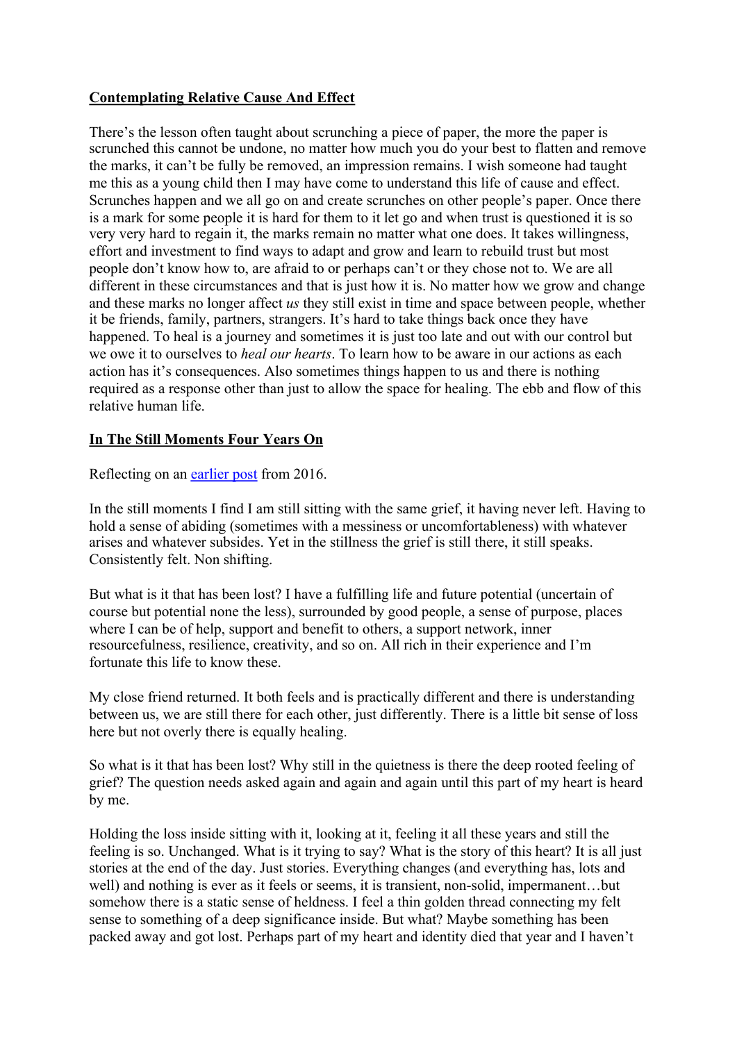## **Contemplating Relative Cause And Effect**

There's the lesson often taught about scrunching a piece of paper, the more the paper is scrunched this cannot be undone, no matter how much you do your best to flatten and remove the marks, it can't be fully be removed, an impression remains. I wish someone had taught me this as a young child then I may have come to understand this life of cause and effect. Scrunches happen and we all go on and create scrunches on other people's paper. Once there is a mark for some people it is hard for them to it let go and when trust is questioned it is so very very hard to regain it, the marks remain no matter what one does. It takes willingness, effort and investment to find ways to adapt and grow and learn to rebuild trust but most people don't know how to, are afraid to or perhaps can't or they chose not to. We are all different in these circumstances and that is just how it is. No matter how we grow and change and these marks no longer affect *us* they still exist in time and space between people, whether it be friends, family, partners, strangers. It's hard to take things back once they have happened. To heal is a journey and sometimes it is just too late and out with our control but we owe it to ourselves to *heal our hearts*. To learn how to be aware in our actions as each action has it's consequences. Also sometimes things happen to us and there is nothing required as a response other than just to allow the space for healing. The ebb and flow of this relative human life.

## **In The Still Moments Four Years On**

Reflecting on an earlier post from 2016.

In the still moments I find I am still sitting with the same grief, it having never left. Having to hold a sense of abiding (sometimes with a messiness or uncomfortableness) with whatever arises and whatever subsides. Yet in the stillness the grief is still there, it still speaks. Consistently felt. Non shifting.

But what is it that has been lost? I have a fulfilling life and future potential (uncertain of course but potential none the less), surrounded by good people, a sense of purpose, places where I can be of help, support and benefit to others, a support network, inner resourcefulness, resilience, creativity, and so on. All rich in their experience and I'm fortunate this life to know these.

My close friend returned. It both feels and is practically different and there is understanding between us, we are still there for each other, just differently. There is a little bit sense of loss here but not overly there is equally healing.

So what is it that has been lost? Why still in the quietness is there the deep rooted feeling of grief? The question needs asked again and again and again until this part of my heart is heard by me.

Holding the loss inside sitting with it, looking at it, feeling it all these years and still the feeling is so. Unchanged. What is it trying to say? What is the story of this heart? It is all just stories at the end of the day. Just stories. Everything changes (and everything has, lots and well) and nothing is ever as it feels or seems, it is transient, non-solid, impermanent…but somehow there is a static sense of heldness. I feel a thin golden thread connecting my felt sense to something of a deep significance inside. But what? Maybe something has been packed away and got lost. Perhaps part of my heart and identity died that year and I haven't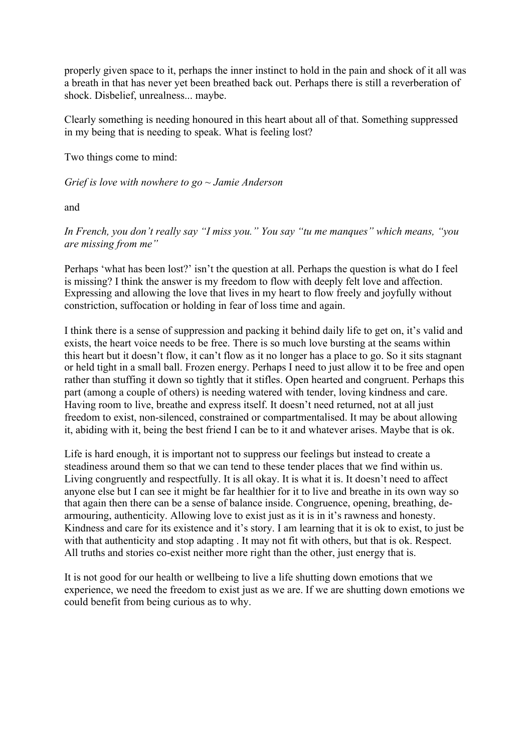properly given space to it, perhaps the inner instinct to hold in the pain and shock of it all was a breath in that has never yet been breathed back out. Perhaps there is still a reverberation of shock. Disbelief, unrealness... maybe.

Clearly something is needing honoured in this heart about all of that. Something suppressed in my being that is needing to speak. What is feeling lost?

Two things come to mind:

*Grief is love with nowhere to go ~ Jamie Anderson*

and

*In French, you don't really say "I miss you." You say "tu me manques" which means, "you are missing from me"*

Perhaps 'what has been lost?' isn't the question at all. Perhaps the question is what do I feel is missing? I think the answer is my freedom to flow with deeply felt love and affection. Expressing and allowing the love that lives in my heart to flow freely and joyfully without constriction, suffocation or holding in fear of loss time and again.

I think there is a sense of suppression and packing it behind daily life to get on, it's valid and exists, the heart voice needs to be free. There is so much love bursting at the seams within this heart but it doesn't flow, it can't flow as it no longer has a place to go. So it sits stagnant or held tight in a small ball. Frozen energy. Perhaps I need to just allow it to be free and open rather than stuffing it down so tightly that it stifles. Open hearted and congruent. Perhaps this part (among a couple of others) is needing watered with tender, loving kindness and care. Having room to live, breathe and express itself. It doesn't need returned, not at all just freedom to exist, non-silenced, constrained or compartmentalised. It may be about allowing it, abiding with it, being the best friend I can be to it and whatever arises. Maybe that is ok.

Life is hard enough, it is important not to suppress our feelings but instead to create a steadiness around them so that we can tend to these tender places that we find within us. Living congruently and respectfully. It is all okay. It is what it is. It doesn't need to affect anyone else but I can see it might be far healthier for it to live and breathe in its own way so that again then there can be a sense of balance inside. Congruence, opening, breathing, de-armouring, authenticity. Allowing love to exist just as it is in it's rawness and honesty. Kindness and care for its existence and it's story. I am learning that it is ok to exist, to just be with that authenticity and stop adapting . It may not fit with others, but that is ok. Respect. All truths and stories co-exist neither more right than the other, just energy that is.

It is not good for our health or wellbeing to live a life shutting down emotions that we experience, we need the freedom to exist just as we are. If we are shutting down emotions we could benefit from being curious as to why.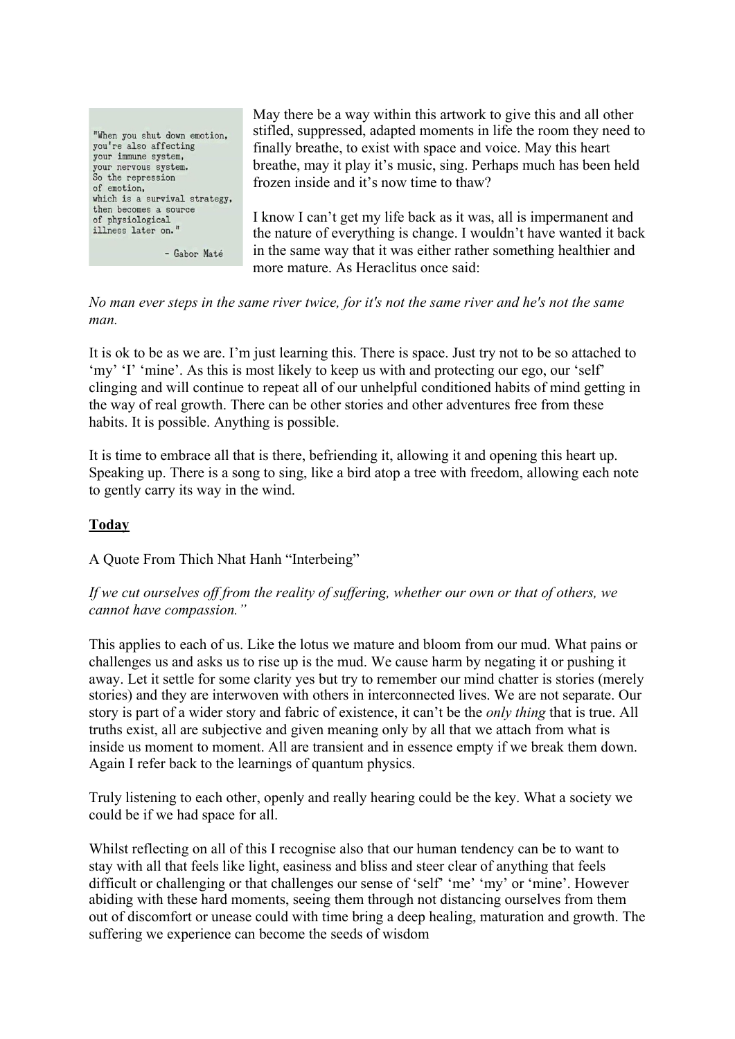"When you shut down emotion, you're also affecting your immune system, your nervous system. So the repression of emotion, which is a survival strategy, then becomes a source of physiological illness later on."

- Gabor Maté

May there be a way within this artwork to give this and all other stifled, suppressed, adapted moments in life the room they need to finally breathe, to exist with space and voice. May this heart breathe, may it play it's music, sing. Perhaps much has been held frozen inside and it's now time to thaw?

I know I can't get my life back as it was, all is impermanent and the nature of everything is change. I wouldn't have wanted it back in the same way that it was either rather something healthier and more mature. As Heraclitus once said:

*No man ever steps in the same river twice, for it's not the same river and he's not the same man.*

It is ok to be as we are. I'm just learning this. There is space. Just try not to be so attached to 'my' 'I' 'mine'. As this is most likely to keep us with and protecting our ego, our 'self' clinging and will continue to repeat all of our unhelpful conditioned habits of mind getting in the way of real growth. There can be other stories and other adventures free from these habits. It is possible. Anything is possible.

It is time to embrace all that is there, befriending it, allowing it and opening this heart up. Speaking up. There is a song to sing, like a bird atop a tree with freedom, allowing each note to gently carry its way in the wind.

**<u>Today</u>**

A Quote From Thich Nhat Hanh "Interbeing"

*If we cut ourselves off from the reality of suffering, whether our own or that of others, we cannot have compassion."*

This applies to each of us. Like the lotus we mature and bloom from our mud. What pains or challenges us and asks us to rise up is the mud. We cause harm by negating it or pushing it away. Let it settle for some clarity yes but try to remember our mind chatter is stories (merely stories) and they are interwoven with others in interconnected lives. We are not separate. Our story is part of a wider story and fabric of existence, it can't be the *only thing* that is true. All truths exist, all are subjective and given meaning only by all that we attach from what is inside us moment to moment. All are transient and in essence empty if we break them down. Again I refer back to the learnings of quantum physics.

Truly listening to each other, openly and really hearing could be the key. What a society we could be if we had space for all.

Whilst reflecting on all of this I recognise also that our human tendency can be to want to stay with all that feels like light, easiness and bliss and steer clear of anything that feels difficult or challenging or that challenges our sense of 'self' 'me' 'my' or 'mine'. However abiding with these hard moments, seeing them through not distancing ourselves from them out of discomfort or unease could with time bring a deep healing, maturation and growth. The suffering we experience can become the seeds of wisdom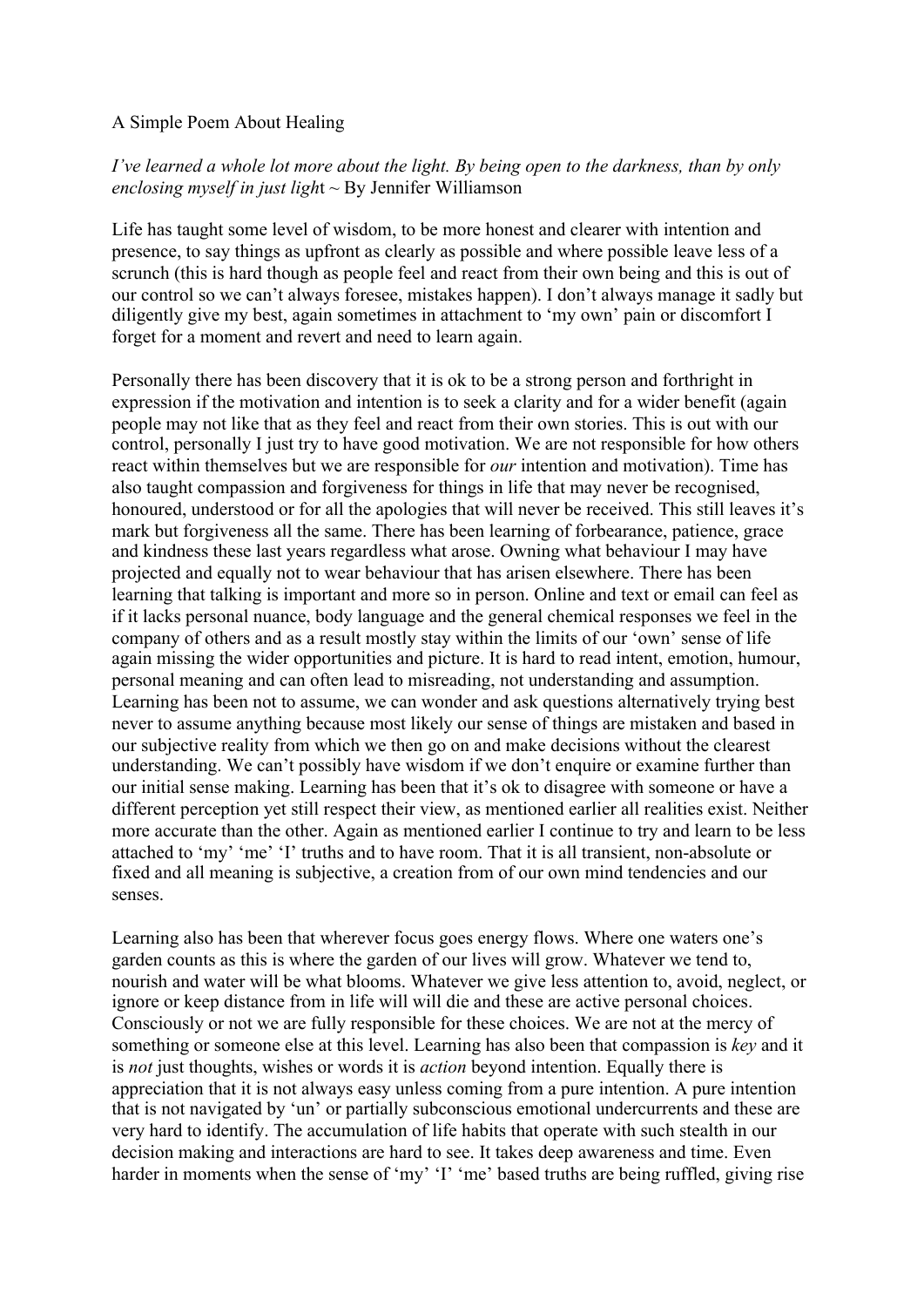A Simple Poem About Healing

*I've learned a whole lot more about the light. By being open to the darkness, than by only enclosing myself in just ligh*t ~ By Jennifer Williamson

Life has taught some level of wisdom, to be more honest and clearer with intention and presence, to say things as upfront as clearly as possible and where possible leave less of a scrunch (this is hard though as people feel and react from their own being and this is out of our control so we can't always foresee, mistakes happen). I don't always manage it sadly but diligently give my best, again sometimes in attachment to 'my own' pain or discomfort I forget for a moment and revert and need to learn again.

Personally there has been discovery that it is ok to be a strong person and forthright in expression if the motivation and intention is to seek a clarity and for a wider benefit (again people may not like that as they feel and react from their own stories. This is out with our control, personally I just try to have good motivation. We are not responsible for how others react within themselves but we are responsible for *our* intention and motivation). Time has also taught compassion and forgiveness for things in life that may never be recognised, honoured, understood or for all the apologies that will never be received. This still leaves it's mark but forgiveness all the same. There has been learning of forbearance, patience, grace and kindness these last years regardless what arose. Owning what behaviour I may have projected and equally not to wear behaviour that has arisen elsewhere. There has been learning that talking is important and more so in person. Online and text or email can feel as if it lacks personal nuance, body language and the general chemical responses we feel in the company of others and as a result mostly stay within the limits of our 'own' sense of life again missing the wider opportunities and picture. It is hard to read intent, emotion, humour, personal meaning and can often lead to misreading, not understanding and assumption. Learning has been not to assume, we can wonder and ask questions alternatively trying best never to assume anything because most likely our sense of things are mistaken and based in our subjective reality from which we then go on and make decisions without the clearest understanding. We can't possibly have wisdom if we don't enquire or examine further than our initial sense making. Learning has been that it's ok to disagree with someone or have a different perception yet still respect their view, as mentioned earlier all realities exist. Neither more accurate than the other. Again as mentioned earlier I continue to try and learn to be less attached to 'my' 'me' 'I' truths and to have room. That it is all transient, non-absolute or fixed and all meaning is subjective, a creation from of our own mind tendencies and our senses.

Learning also has been that wherever focus goes energy flows. Where one waters one's garden counts as this is where the garden of our lives will grow. Whatever we tend to, nourish and water will be what blooms. Whatever we give less attention to, avoid, neglect, or ignore or keep distance from in life will will die and these are active personal choices. Consciously or not we are fully responsible for these choices. We are not at the mercy of something or someone else at this level. Learning has also been that compassion is *key* and it is *not* just thoughts, wishes or words it is *action* beyond intention. Equally there is appreciation that it is not always easy unless coming from a pure intention. A pure intention that is not navigated by 'un' or partially subconscious emotional undercurrents and these are very hard to identify. The accumulation of life habits that operate with such stealth in our decision making and interactions are hard to see. It takes deep awareness and time. Even harder in moments when the sense of 'my' 'I' 'me' based truths are being ruffled, giving rise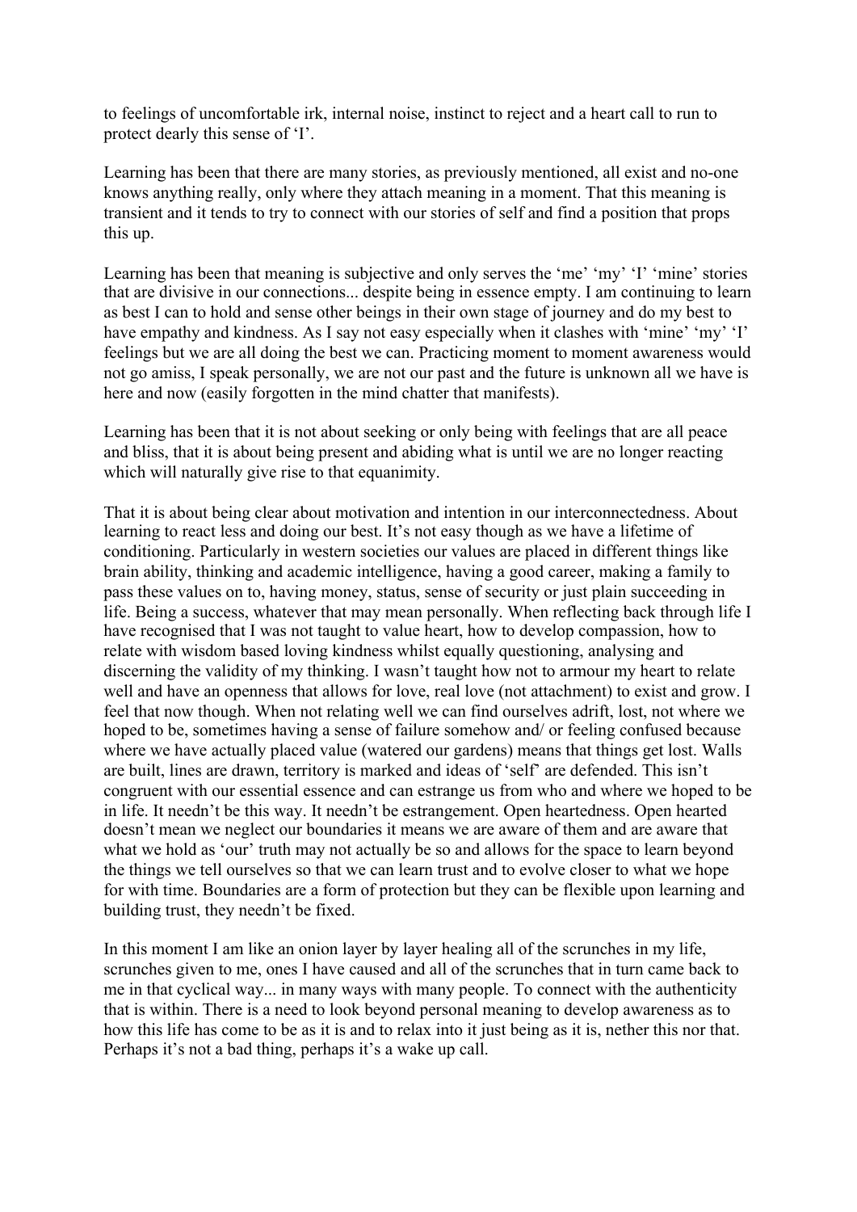to feelings of uncomfortable irk, internal noise, instinct to reject and a heart call to run to protect dearly this sense of 'I'.

Learning has been that there are many stories, as previously mentioned, all exist and no-one knows anything really, only where they attach meaning in a moment. That this meaning is transient and it tends to try to connect with our stories of self and find a position that props this up.

Learning has been that meaning is subjective and only serves the 'me' 'my' 'I' 'mine' stories that are divisive in our connections... despite being in essence empty. I am continuing to learn as best I can to hold and sense other beings in their own stage of journey and do my best to have empathy and kindness. As I say not easy especially when it clashes with 'mine' 'my' 'I' feelings but we are all doing the best we can. Practicing moment to moment awareness would not go amiss, I speak personally, we are not our past and the future is unknown all we have is here and now (easily forgotten in the mind chatter that manifests).

Learning has been that it is not about seeking or only being with feelings that are all peace and bliss, that it is about being present and abiding what is until we are no longer reacting which will naturally give rise to that equanimity.

That it is about being clear about motivation and intention in our interconnectedness. About learning to react less and doing our best. It's not easy though as we have a lifetime of conditioning. Particularly in western societies our values are placed in different things like brain ability, thinking and academic intelligence, having a good career, making a family to pass these values on to, having money, status, sense of security or just plain succeeding in life. Being a success, whatever that may mean personally. When reflecting back through life I have recognised that I was not taught to value heart, how to develop compassion, how to relate with wisdom based loving kindness whilst equally questioning, analysing and discerning the validity of my thinking. I wasn't taught how not to armour my heart to relate well and have an openness that allows for love, real love (not attachment) to exist and grow. I feel that now though. When not relating well we can find ourselves adrift, lost, not where we hoped to be, sometimes having a sense of failure somehow and/ or feeling confused because where we have actually placed value (watered our gardens) means that things get lost. Walls are built, lines are drawn, territory is marked and ideas of 'self' are defended. This isn't congruent with our essential essence and can estrange us from who and where we hoped to be in life. It needn't be this way. It needn't be estrangement. Open heartedness. Open hearted doesn't mean we neglect our boundaries it means we are aware of them and are aware that what we hold as 'our' truth may not actually be so and allows for the space to learn beyond the things we tell ourselves so that we can learn trust and to evolve closer to what we hope for with time. Boundaries are a form of protection but they can be flexible upon learning and building trust, they needn't be fixed.

In this moment I am like an onion layer by layer healing all of the scrunches in my life, scrunches given to me, ones I have caused and all of the scrunches that in turn came back to me in that cyclical way... in many ways with many people. To connect with the authenticity that is within. There is a need to look beyond personal meaning to develop awareness as to how this life has come to be as it is and to relax into it just being as it is, nether this nor that. Perhaps it's not a bad thing, perhaps it's a wake up call.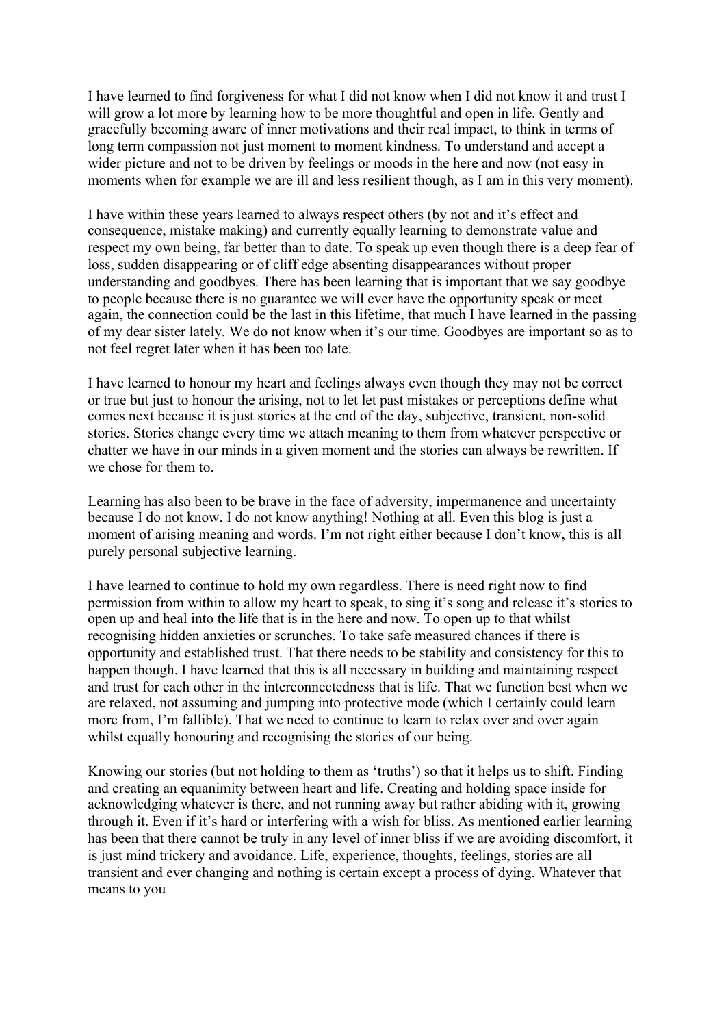I have learned to find forgiveness for what I did not know when I did not know it and trust I will grow a lot more by learning how to be more thoughtful and open in life. Gently and gracefully becoming aware of inner motivations and their real impact, to think in terms of long term compassion not just moment to moment kindness. To understand and accept a wider picture and not to be driven by feelings or moods in the here and now (not easy in moments when for example we are ill and less resilient though, as I am in this very moment).

I have within these years learned to always respect others (by not and it's effect and consequence, mistake making) and currently equally learning to demonstrate value and respect my own being, far better than to date. To speak up even though there is a deep fear of loss, sudden disappearing or of cliff edge absenting disappearances without proper understanding and goodbyes. There has been learning that is important that we say goodbye to people because there is no guarantee we will ever have the opportunity speak or meet again, the connection could be the last in this lifetime, that much I have learned in the passing of my dear sister lately. We do not know when it's our time. Goodbyes are important so as to not feel regret later when it has been too late.

I have learned to honour my heart and feelings always even though they may not be correct or true but just to honour the arising, not to let let past mistakes or perceptions define what comes next because it is just stories at the end of the day, subjective, transient, non-solid stories. Stories change every time we attach meaning to them from whatever perspective or chatter we have in our minds in a given moment and the stories can always be rewritten. If we chose for them to.

Learning has also been to be brave in the face of adversity, impermanence and uncertainty because I do not know. I do not know anything! Nothing at all. Even this blog is just a moment of arising meaning and words. I'm not right either because I don't know, this is all purely personal subjective learning.

I have learned to continue to hold my own regardless. There is need right now to find permission from within to allow my heart to speak, to sing it's song and release it's stories to open up and heal into the life that is in the here and now. To open up to that whilst recognising hidden anxieties or scrunches. To take safe measured chances if there is opportunity and established trust. That there needs to be stability and consistency for this to happen though. I have learned that this is all necessary in building and maintaining respect and trust for each other in the interconnectedness that is life. That we function best when we are relaxed, not assuming and jumping into protective mode (which I certainly could learn more from, I'm fallible). That we need to continue to learn to relax over and over again whilst equally honouring and recognising the stories of our being.

Knowing our stories (but not holding to them as 'truths') so that it helps us to shift. Finding and creating an equanimity between heart and life. Creating and holding space inside for acknowledging whatever is there, and not running away but rather abiding with it, growing through it. Even if it's hard or interfering with a wish for bliss. As mentioned earlier learning has been that there cannot be truly in any level of inner bliss if we are avoiding discomfort, it is just mind trickery and avoidance. Life, experience, thoughts, feelings, stories are all transient and ever changing and nothing is certain except a process of dying. Whatever that means to you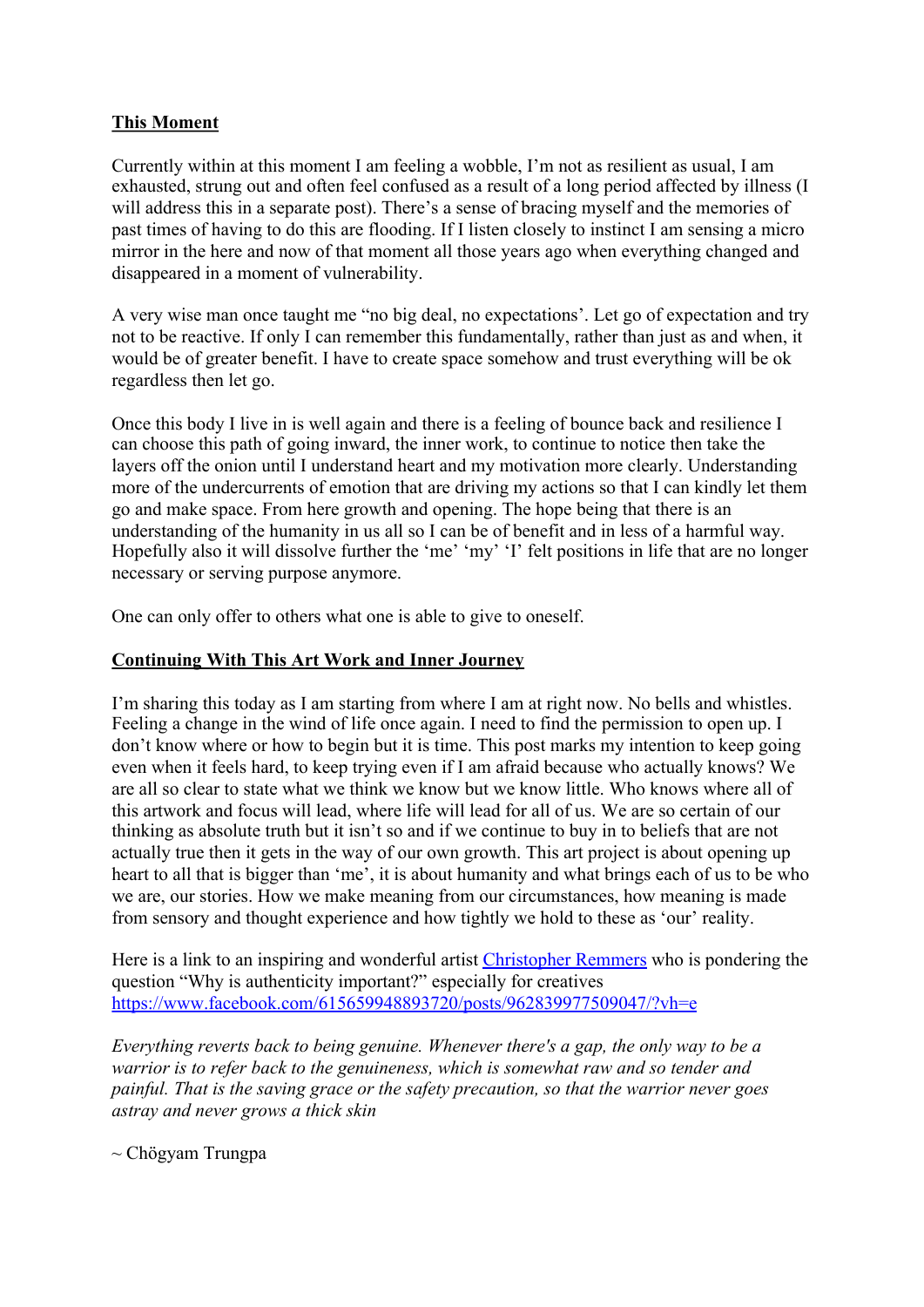**This Moment**

Currently within at this moment I am feeling a wobble, I'm not as resilient as usual, I am exhausted, strung out and often feel confused as a result of a long period affected by illness (I will address this in a separate post). There's a sense of bracing myself and the memories of past times of having to do this are flooding. If I listen closely to instinct I am sensing a micro mirror in the here and now of that moment all those years ago when everything changed and disappeared in a moment of vulnerability.

A very wise man once taught me "no big deal, no expectations'. Let go of expectation and try not to be reactive. If only I can remember this fundamentally, rather than just as and when, it would be of greater benefit. I have to create space somehow and trust everything will be ok regardless then let go.

Once this body I live in is well again and there is a feeling of bounce back and resilience I can choose this path of going inward, the inner work, to continue to notice then take the layers off the onion until I understand heart and my motivation more clearly. Understanding more of the undercurrents of emotion that are driving my actions so that I can kindly let them go and make space. From here growth and opening. The hope being that there is an understanding of the humanity in us all so I can be of benefit and in less of a harmful way. Hopefully also it will dissolve further the 'me' 'my' 'I' felt positions in life that are no longer necessary or serving purpose anymore.

One can only offer to others what one is able to give to oneself.

**Continuing With This Art Work and Inner Journey**

I'm sharing this today as I am starting from where I am at right now. No bells and whistles. Feeling a change in the wind of life once again. I need to find the permission to open up. I don't know where or how to begin but it is time. This post marks my intention to keep going even when it feels hard, to keep trying even if I am afraid because who actually knows? We are all so clear to state what we think we know but we know little. Who knows where all of this artwork and focus will lead, where life will lead for all of us. We are so certain of our thinking as absolute truth but it isn't so and if we continue to buy in to beliefs that are not actually true then it gets in the way of our own growth. This art project is about opening up heart to all that is bigger than 'me', it is about humanity and what brings each of us to be who we are, our stories. How we make meaning from our circumstances, how meaning is made from sensory and thought experience and how tightly we hold to these as 'our' reality.

Here is a link to an inspiring and wonderful artist Christopher Remmers who is pondering the question "Why is authenticity important?" especially for creatives https://www.facebook.com/615659948893720/posts/962839977509047/?vh=e

*Everything reverts back to being genuine. Whenever there's a gap, the only way to be a warrior is to refer back to the genuineness, which is somewhat raw and so tender and painful. That is the saving grace or the safety precaution, so that the warrior never goes astray and never grows a thick skin*

~ Chögyam Trungpa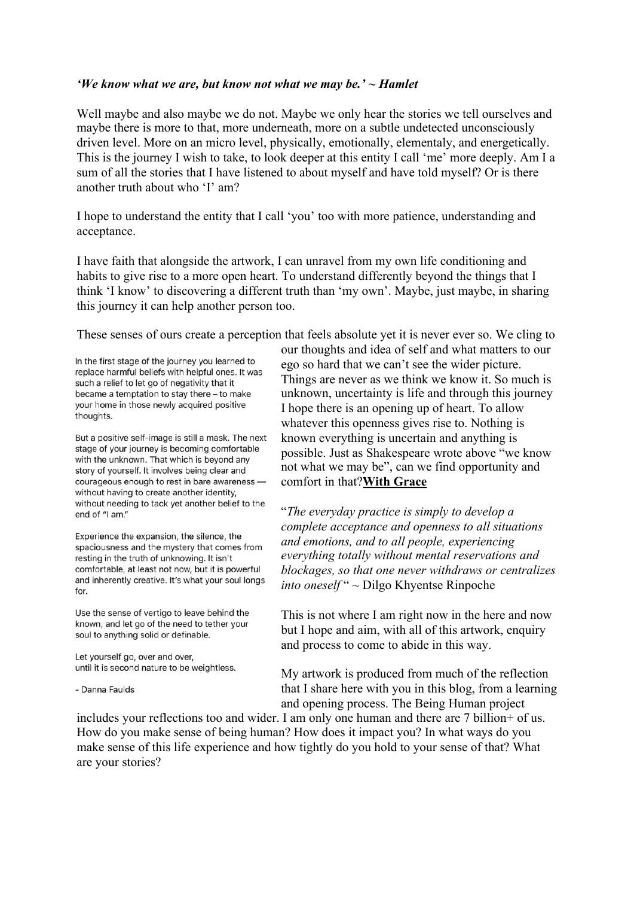***'We know what we are, but know not what we may be.' ~ Hamlet***

Well maybe and also maybe we do not. Maybe we only hear the stories we tell ourselves and maybe there is more to that, more underneath, more on a subtle undetected unconsciously driven level. More on an micro level, physically, emotionally, elementaly, and energetically. This is the journey I wish to take, to look deeper at this entity I call 'me' more deeply. Am I a sum of all the stories that I have listened to about myself and have told myself? Or is there another truth about who 'I' am?

I hope to understand the entity that I call 'you' too with more patience, understanding and acceptance.

I have faith that alongside the artwork, I can unravel from my own life conditioning and habits to give rise to a more open heart. To understand differently beyond the things that I think 'I know' to discovering a different truth than 'my own'. Maybe, just maybe, in sharing this journey it can help another person too.

These senses of ours create a perception that feels absolute yet it is never ever so. We cling to our thoughts and idea of self and what matters to our ego so hard that we can't see the wider picture. Things are never as we think we know it. So much is unknown, uncertainty is life and through this journey I hope there is an opening up of heart. To allow whatever this openness gives rise to. Nothing is known everything is uncertain and anything is possible. Just as Shakespeare wrote above "we know not what we may be", can we find opportunity and comfort in that?**With Grace**

"*The everyday practice is simply to develop a complete acceptance and openness to all situations and emotions, and to all people, experiencing everything totally without mental reservations and blockages, so that one never withdraws or centralizes into oneself* " ~ Dilgo Khyentse Rinpoche

This is not where I am right now in the here and now but I hope and aim, with all of this artwork, enquiry and process to come to abide in this way.

In the first stage of the journey you learned to replace harmful beliefs with helpful ones. It was such a relief to let go of negativity that it became a temptation to stay there – to make your home in those newly acquired positive thoughts.

But a positive self-image is still a mask. The next stage of your journey is becoming comfortable with the unknown. That which is beyond any story of yourself. It involves being clear and courageous enough to rest in bare awareness — without having to create another identity, without needing to tack yet another belief to the end of "I am."

Experience the expansion, the silence, the spaciousness and the mystery that comes from resting in the truth of unknowing. It isn't comfortable, at least not now, but it is powerful and inherently creative. It's what your soul longs for.

Use the sense of vertigo to leave behind the known, and let go of the need to tether your soul to anything solid or definable.

Let yourself go, over and over,
until it is second nature to be weightless.

- Danna Faulds

My artwork is produced from much of the reflection that I share here with you in this blog, from a learning and opening process. The Being Human project includes your reflections too and wider. I am only one human and there are 7 billion+ of us. How do you make sense of being human? How does it impact you? In what ways do you make sense of this life experience and how tightly do you hold to your sense of that? What are your stories?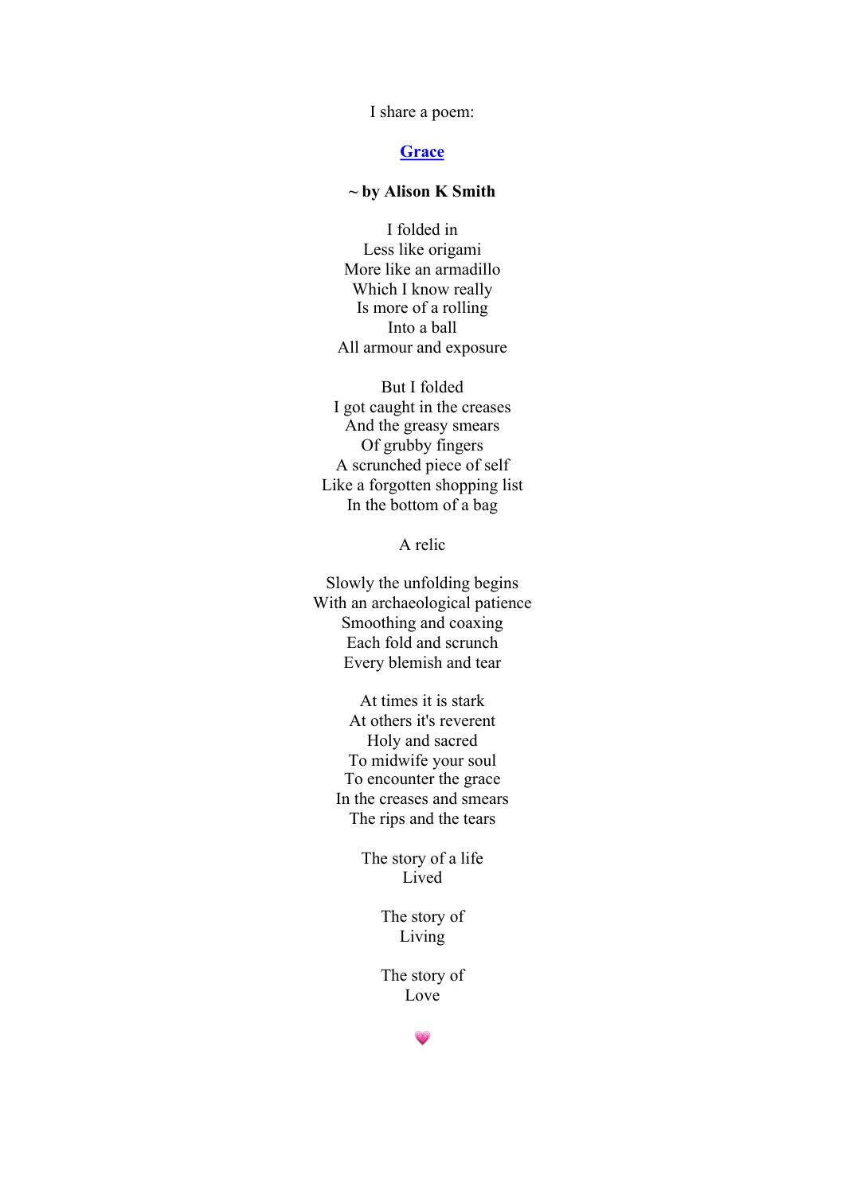I share a poem:

**[Grace]**

**~ by Alison K Smith**

I folded in
Less like origami
More like an armadillo
Which I know really
Is more of a rolling
Into a ball
All armour and exposure

But I folded
I got caught in the creases
And the greasy smears
Of grubby fingers
A scrunched piece of self
Like a forgotten shopping list
In the bottom of a bag

A relic

Slowly the unfolding begins
With an archaeological patience
Smoothing and coaxing
Each fold and scrunch
Every blemish and tear

At times it is stark
At others it's reverent
Holy and sacred
To midwife your soul
To encounter the grace
In the creases and smears
The rips and the tears

The story of a life
Lived

The story of
Living

The story of
Love

💗